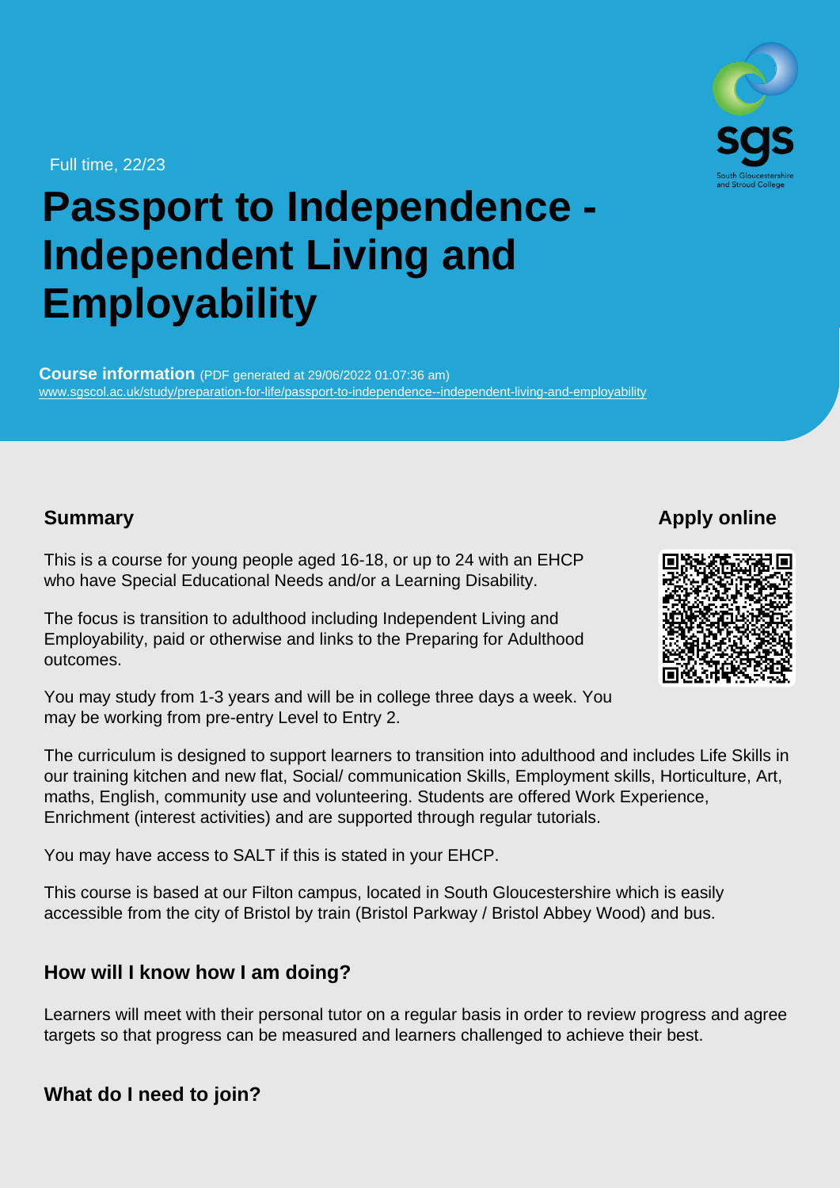Full time, 22/23

# Passport to Independence - Independent Living and Employability

**Course information** (PDF generated at 29/06/2022 01:07:36 am)
www.sgscol.ac.uk/study/preparation-for-life/passport-to-independence--independent-living-and-employability

## Summary

This is a course for young people aged 16-18, or up to 24 with an EHCP who have Special Educational Needs and/or a Learning Disability.

The focus is transition to adulthood including Independent Living and Employability, paid or otherwise and links to the Preparing for Adulthood outcomes.

You may study from 1-3 years and will be in college three days a week. You may be working from pre-entry Level to Entry 2.

The curriculum is designed to support learners to transition into adulthood and includes Life Skills in our training kitchen and new flat, Social/ communication Skills, Employment skills, Horticulture, Art, maths, English, community use and volunteering. Students are offered Work Experience, Enrichment (interest activities) and are supported through regular tutorials.

You may have access to SALT if this is stated in your EHCP.

This course is based at our Filton campus, located in South Gloucestershire which is easily accessible from the city of Bristol by train (Bristol Parkway / Bristol Abbey Wood) and bus.

## Apply online

## How will I know how I am doing?

Learners will meet with their personal tutor on a regular basis in order to review progress and agree targets so that progress can be measured and learners challenged to achieve their best.

## What do I need to join?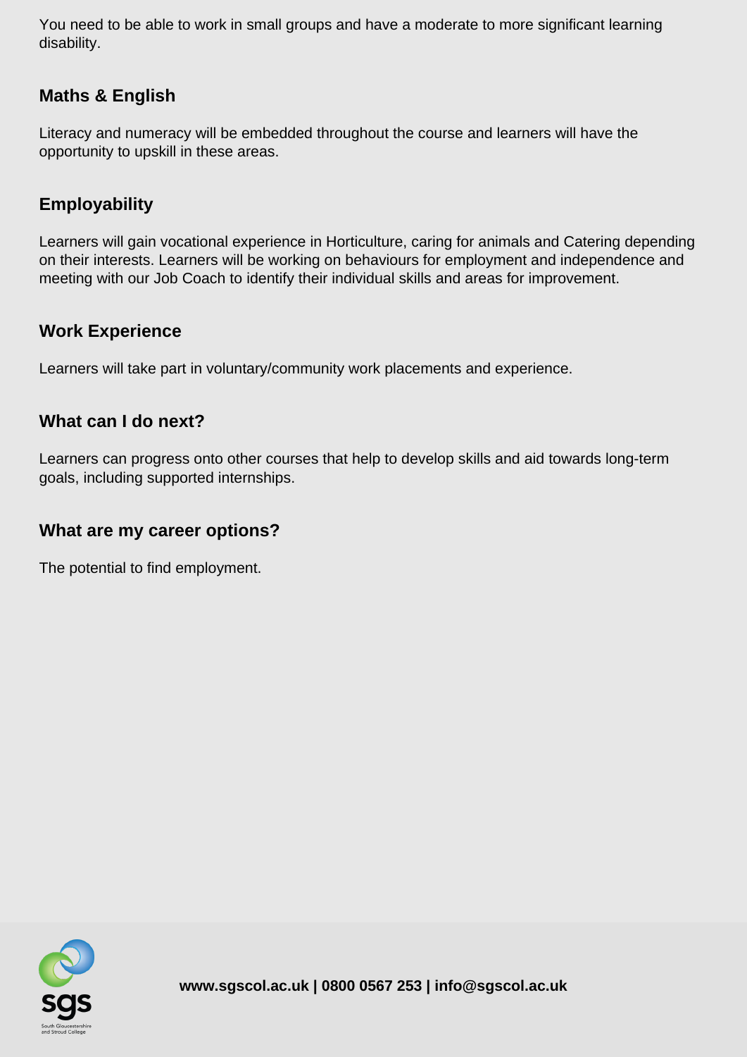You need to be able to work in small groups and have a moderate to more significant learning disability.

## Maths & English

Literacy and numeracy will be embedded throughout the course and learners will have the opportunity to upskill in these areas.

## Employability

Learners will gain vocational experience in Horticulture, caring for animals and Catering depending on their interests. Learners will be working on behaviours for employment and independence and meeting with our Job Coach to identify their individual skills and areas for improvement.

## Work Experience

Learners will take part in voluntary/community work placements and experience.

## What can I do next?

Learners can progress onto other courses that help to develop skills and aid towards long-term goals, including supported internships.

## What are my career options?

The potential to find employment.

**www.sgscol.ac.uk | 0800 0567 253 | info@sgscol.ac.uk**